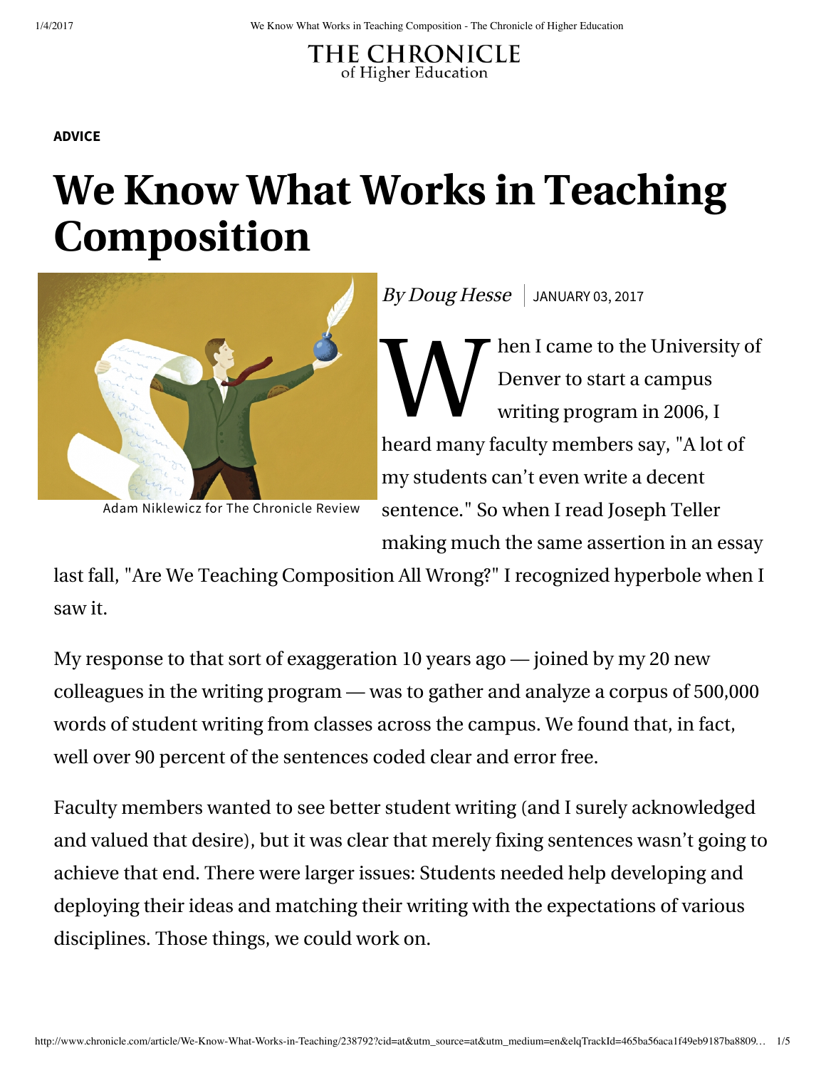**ADVICE**

# We Know What Works in Teaching Composition

Adam Niklewicz for The Chronicle Review

*By Doug Hesse* | JANUARY 03, 2017

When I came to the University of Denver to start a campus writing program in 2006, I heard many faculty members say, "A lot of my students can't even write a decent sentence." So when I read Joseph Teller making much the same assertion in an essay last fall, "Are We Teaching Composition All Wrong?" I recognized hyperbole when I saw it.

My response to that sort of exaggeration 10 years ago — joined by my 20 new colleagues in the writing program — was to gather and analyze a corpus of 500,000 words of student writing from classes across the campus. We found that, in fact, well over 90 percent of the sentences coded clear and error free.

Faculty members wanted to see better student writing (and I surely acknowledged and valued that desire), but it was clear that merely fixing sentences wasn't going to achieve that end. There were larger issues: Students needed help developing and deploying their ideas and matching their writing with the expectations of various disciplines. Those things, we could work on.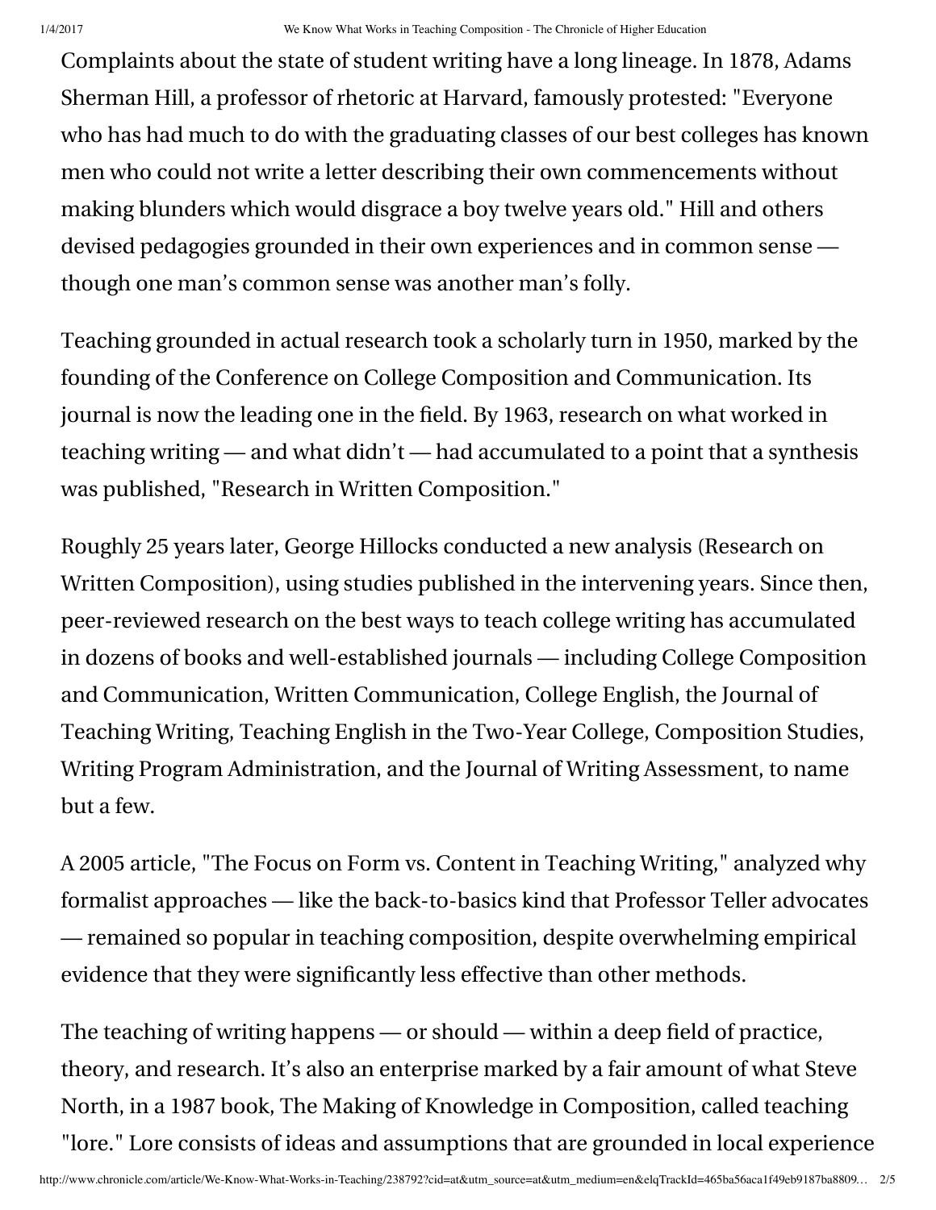Complaints about the state of student writing have a long lineage. In 1878, Adams Sherman Hill, a professor of rhetoric at Harvard, famously protested: "Everyone who has had much to do with the graduating classes of our best colleges has known men who could not write a letter describing their own commencements without making blunders which would disgrace a boy twelve years old." Hill and others devised pedagogies grounded in their own experiences and in common sense — though one man's common sense was another man's folly.

Teaching grounded in actual research took a scholarly turn in 1950, marked by the founding of the Conference on College Composition and Communication. Its journal is now the leading one in the field. By 1963, research on what worked in teaching writing — and what didn't — had accumulated to a point that a synthesis was published, "Research in Written Composition."

Roughly 25 years later, George Hillocks conducted a new analysis (Research on Written Composition), using studies published in the intervening years. Since then, peer-reviewed research on the best ways to teach college writing has accumulated in dozens of books and well-established journals — including College Composition and Communication, Written Communication, College English, the Journal of Teaching Writing, Teaching English in the Two-Year College, Composition Studies, Writing Program Administration, and the Journal of Writing Assessment, to name but a few.

A 2005 article, "The Focus on Form vs. Content in Teaching Writing," analyzed why formalist approaches — like the back-to-basics kind that Professor Teller advocates — remained so popular in teaching composition, despite overwhelming empirical evidence that they were significantly less effective than other methods.

The teaching of writing happens — or should — within a deep field of practice, theory, and research. It's also an enterprise marked by a fair amount of what Steve North, in a 1987 book, The Making of Knowledge in Composition, called teaching "lore." Lore consists of ideas and assumptions that are grounded in local experience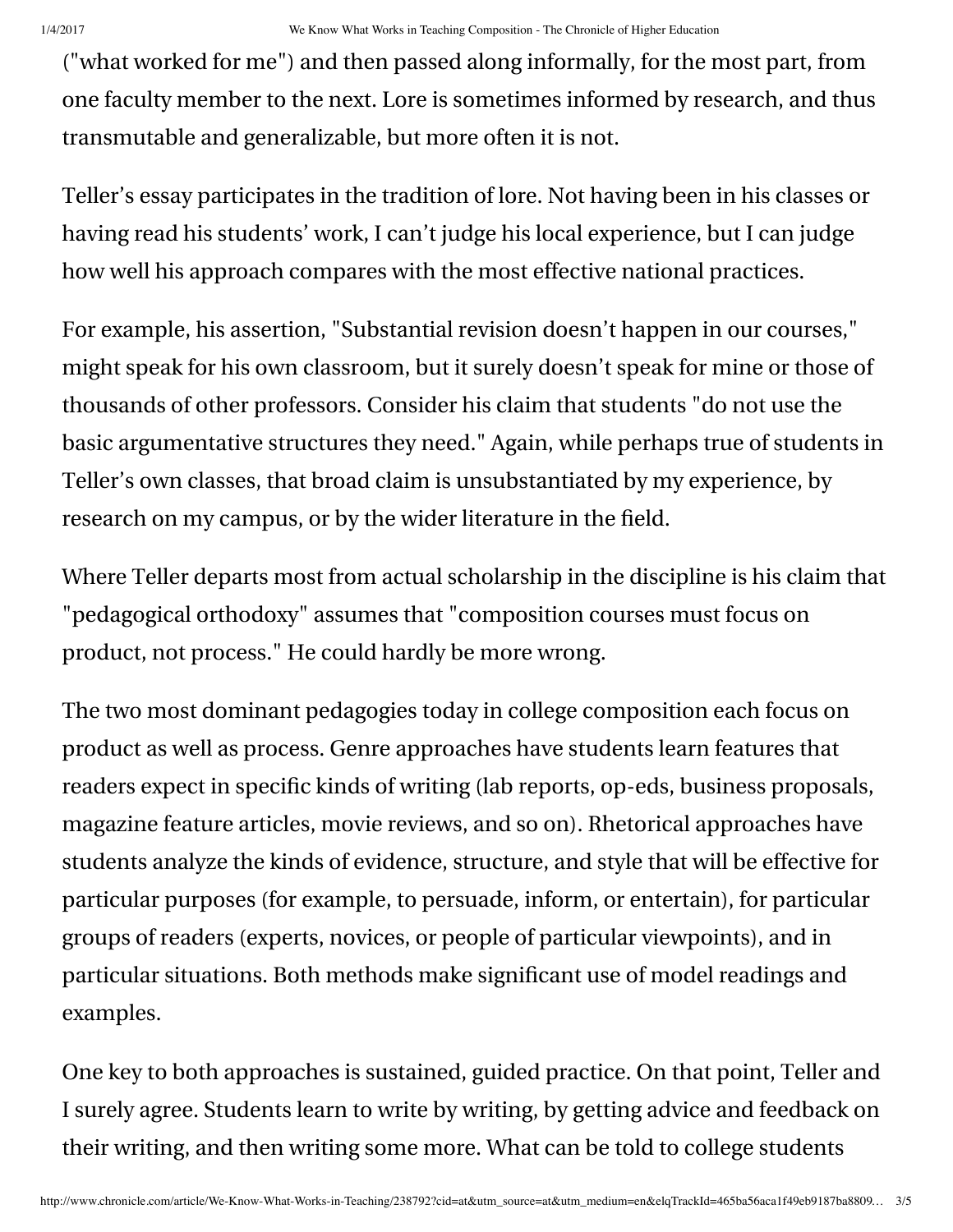("what worked for me") and then passed along informally, for the most part, from one faculty member to the next. Lore is sometimes informed by research, and thus transmutable and generalizable, but more often it is not.

Teller's essay participates in the tradition of lore. Not having been in his classes or having read his students' work, I can't judge his local experience, but I can judge how well his approach compares with the most effective national practices.

For example, his assertion, "Substantial revision doesn't happen in our courses," might speak for his own classroom, but it surely doesn't speak for mine or those of thousands of other professors. Consider his claim that students "do not use the basic argumentative structures they need." Again, while perhaps true of students in Teller's own classes, that broad claim is unsubstantiated by my experience, by research on my campus, or by the wider literature in the field.

Where Teller departs most from actual scholarship in the discipline is his claim that "pedagogical orthodoxy" assumes that "composition courses must focus on product, not process." He could hardly be more wrong.

The two most dominant pedagogies today in college composition each focus on product as well as process. Genre approaches have students learn features that readers expect in specific kinds of writing (lab reports, op-eds, business proposals, magazine feature articles, movie reviews, and so on). Rhetorical approaches have students analyze the kinds of evidence, structure, and style that will be effective for particular purposes (for example, to persuade, inform, or entertain), for particular groups of readers (experts, novices, or people of particular viewpoints), and in particular situations. Both methods make significant use of model readings and examples.

One key to both approaches is sustained, guided practice. On that point, Teller and I surely agree. Students learn to write by writing, by getting advice and feedback on their writing, and then writing some more. What can be told to college students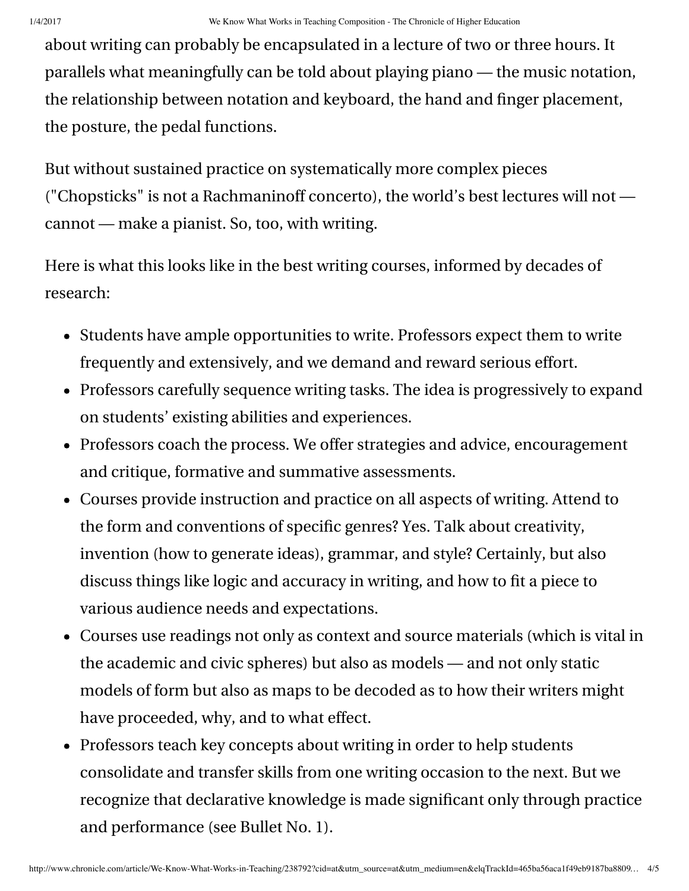about writing can probably be encapsulated in a lecture of two or three hours. It parallels what meaningfully can be told about playing piano — the music notation, the relationship between notation and keyboard, the hand and finger placement, the posture, the pedal functions.

But without sustained practice on systematically more complex pieces ("Chopsticks" is not a Rachmaninoff concerto), the world's best lectures will not — cannot — make a pianist. So, too, with writing.

Here is what this looks like in the best writing courses, informed by decades of research:

- Students have ample opportunities to write. Professors expect them to write frequently and extensively, and we demand and reward serious effort.
- Professors carefully sequence writing tasks. The idea is progressively to expand on students' existing abilities and experiences.
- Professors coach the process. We offer strategies and advice, encouragement and critique, formative and summative assessments.
- Courses provide instruction and practice on all aspects of writing. Attend to the form and conventions of specific genres? Yes. Talk about creativity, invention (how to generate ideas), grammar, and style? Certainly, but also discuss things like logic and accuracy in writing, and how to fit a piece to various audience needs and expectations.
- Courses use readings not only as context and source materials (which is vital in the academic and civic spheres) but also as models — and not only static models of form but also as maps to be decoded as to how their writers might have proceeded, why, and to what effect.
- Professors teach key concepts about writing in order to help students consolidate and transfer skills from one writing occasion to the next. But we recognize that declarative knowledge is made significant only through practice and performance (see Bullet No. 1).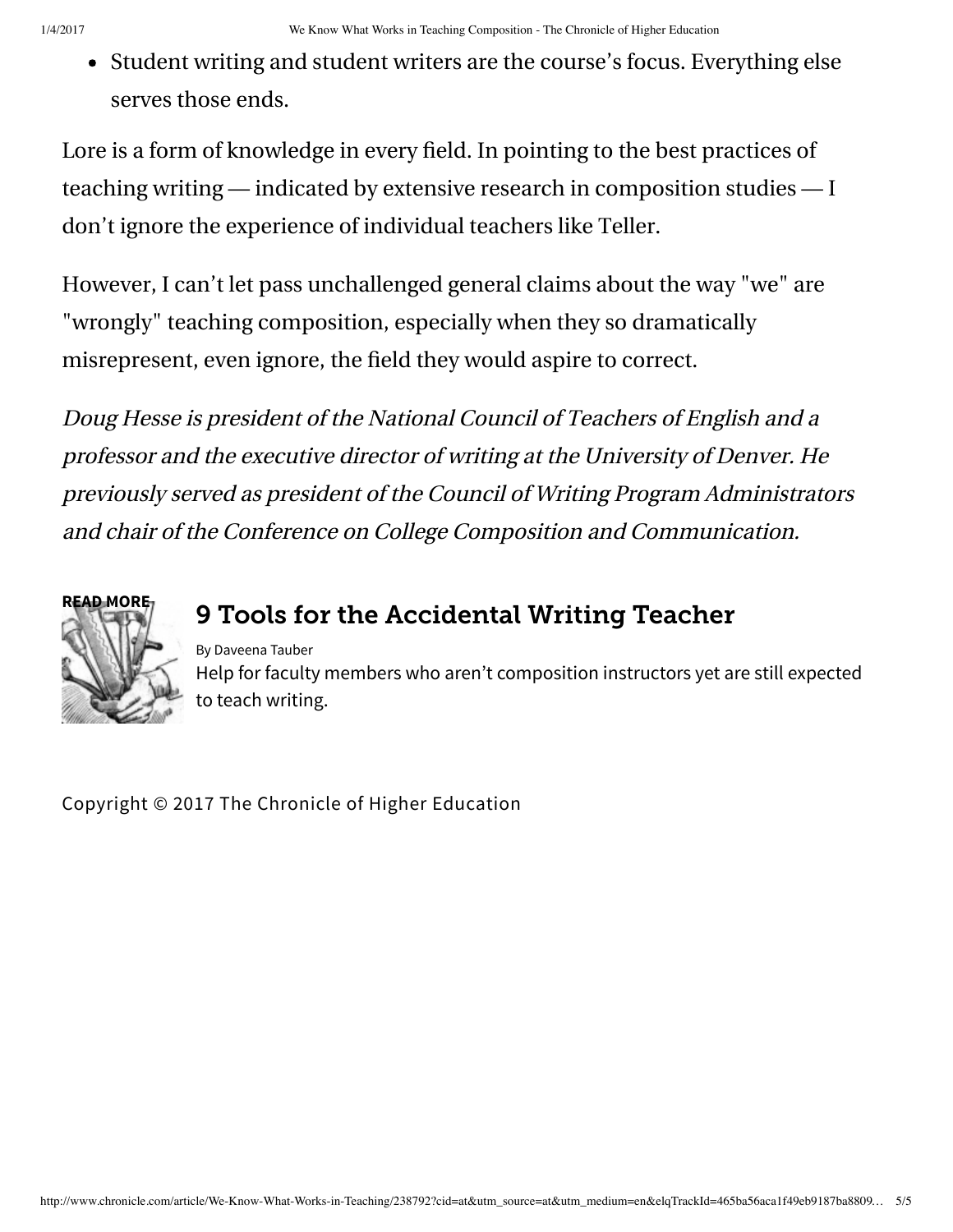- Student writing and student writers are the course's focus. Everything else serves those ends.

Lore is a form of knowledge in every field. In pointing to the best practices of teaching writing — indicated by extensive research in composition studies — I don't ignore the experience of individual teachers like Teller.

However, I can't let pass unchallenged general claims about the way "we" are "wrongly" teaching composition, especially when they so dramatically misrepresent, even ignore, the field they would aspire to correct.

*Doug Hesse is president of the National Council of Teachers of English and a professor and the executive director of writing at the University of Denver. He previously served as president of the Council of Writing Program Administrators and chair of the Conference on College Composition and Communication.*

**READ MORE**

## 9 Tools for the Accidental Writing Teacher

By Daveena Tauber

Help for faculty members who aren't composition instructors yet are still expected to teach writing.

Copyright © 2017 The Chronicle of Higher Education